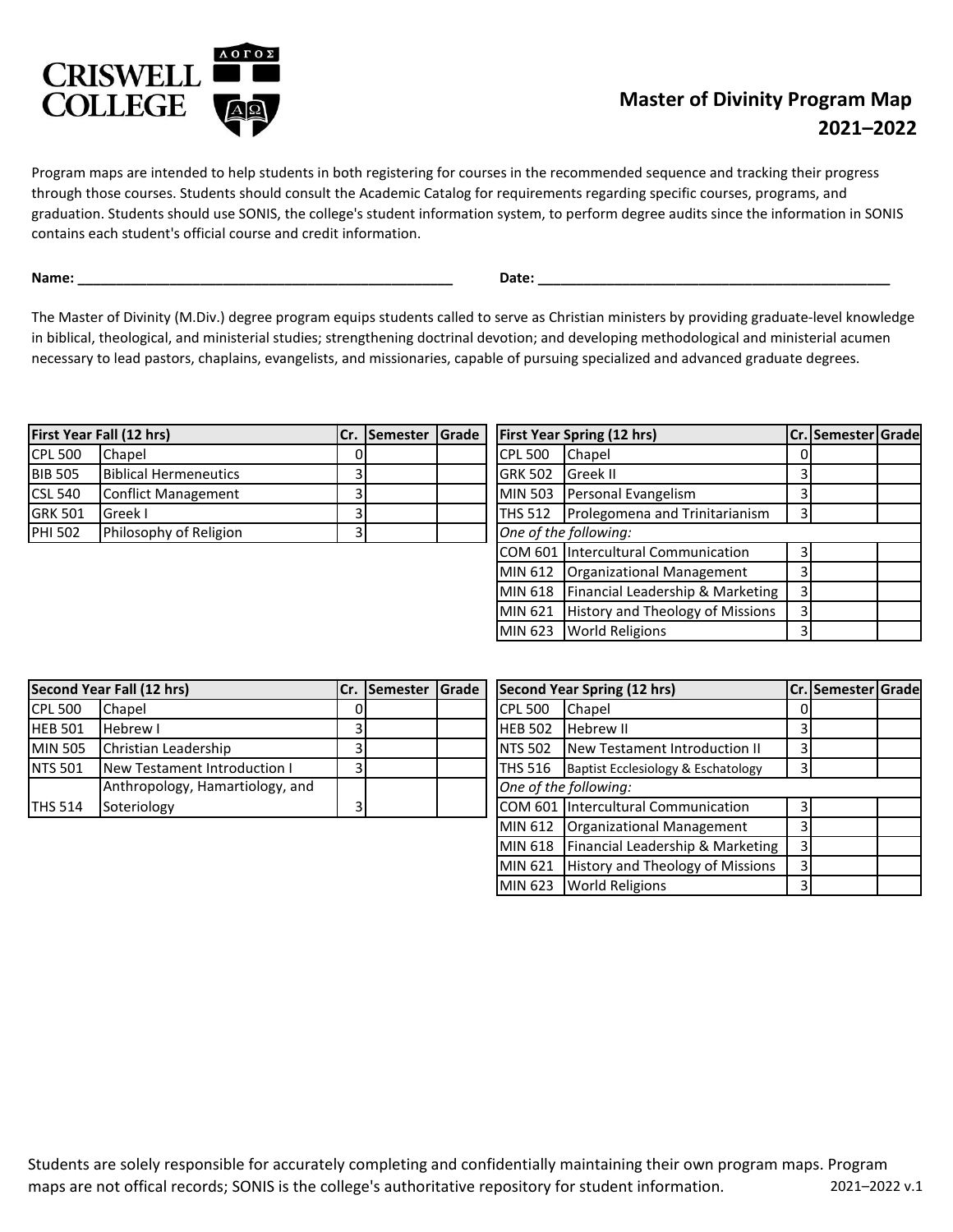CRISWELL COLLEGE

# Master of Divinity Program Map 2021–2022

Program maps are intended to help students in both registering for courses in the recommended sequence and tracking their progress through those courses. Students should consult the Academic Catalog for requirements regarding specific courses, programs, and graduation. Students should use SONIS, the college's student information system, to perform degree audits since the information in SONIS contains each student's official course and credit information.

**Name:** ______________________________________________ **Date:** ______________________________________________

The Master of Divinity (M.Div.) degree program equips students called to serve as Christian ministers by providing graduate-level knowledge in biblical, theological, and ministerial studies; strengthening doctrinal devotion; and developing methodological and ministerial acumen necessary to lead pastors, chaplains, evangelists, and missionaries, capable of pursuing specialized and advanced graduate degrees.

| First Year Fall (12 hrs) | | Cr. | Semester | Grade |
|---|---|---|---|---|
| CPL 500 | Chapel | 0 | | |
| BIB 505 | Biblical Hermeneutics | 3 | | |
| CSL 540 | Conflict Management | 3 | | |
| GRK 501 | Greek I | 3 | | |
| PHI 502 | Philosophy of Religion | 3 | | |

| First Year Spring (12 hrs) | | Cr. | Semester | Grade |
|---|---|---|---|---|
| CPL 500 | Chapel | 0 | | |
| GRK 502 | Greek II | 3 | | |
| MIN 503 | Personal Evangelism | 3 | | |
| THS 512 | Prolegomena and Trinitarianism | 3 | | |
| *One of the following:* | | | | |
| COM 601 | Intercultural Communication | 3 | | |
| MIN 612 | Organizational Management | 3 | | |
| MIN 618 | Financial Leadership & Marketing | 3 | | |
| MIN 621 | History and Theology of Missions | 3 | | |
| MIN 623 | World Religions | 3 | | |

| Second Year Fall (12 hrs) | | Cr. | Semester | Grade |
|---|---|---|---|---|
| CPL 500 | Chapel | 0 | | |
| HEB 501 | Hebrew I | 3 | | |
| MIN 505 | Christian Leadership | 3 | | |
| NTS 501 | New Testament Introduction I | 3 | | |
| THS 514 | Anthropology, Hamartiology, and Soteriology | 3 | | |

| Second Year Spring (12 hrs) | | Cr. | Semester | Grade |
|---|---|---|---|---|
| CPL 500 | Chapel | 0 | | |
| HEB 502 | Hebrew II | 3 | | |
| NTS 502 | New Testament Introduction II | 3 | | |
| THS 516 | Baptist Ecclesiology & Eschatology | 3 | | |
| *One of the following:* | | | | |
| COM 601 | Intercultural Communication | 3 | | |
| MIN 612 | Organizational Management | 3 | | |
| MIN 618 | Financial Leadership & Marketing | 3 | | |
| MIN 621 | History and Theology of Missions | 3 | | |
| MIN 623 | World Religions | 3 | | |

Students are solely responsible for accurately completing and confidentially maintaining their own program maps. Program maps are not offical records; SONIS is the college's authoritative repository for student information.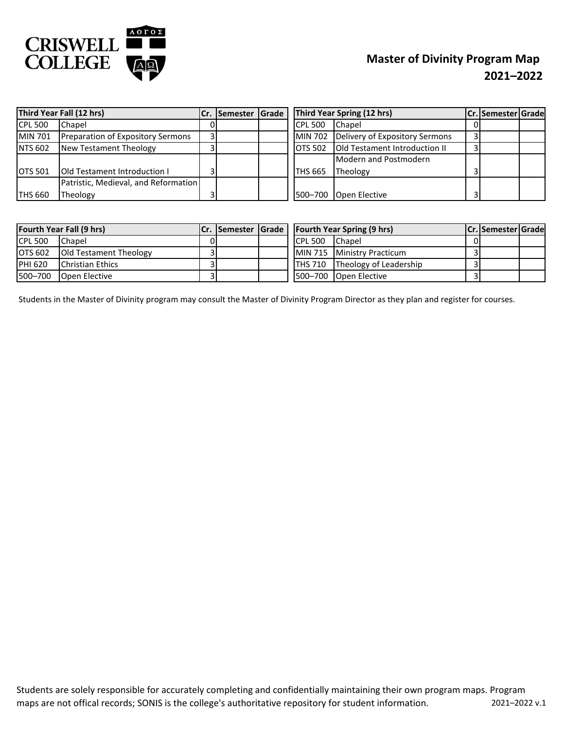# Master of Divinity Program Map 2021–2022

| Third Year Fall (12 hrs) | | Cr. | Semester | Grade |
|---|---|---|---|---|
| CPL 500 | Chapel | 0 | | |
| MIN 701 | Preparation of Expository Sermons | 3 | | |
| NTS 602 | New Testament Theology | 3 | | |
| OTS 501 | Old Testament Introduction I | 3 | | |
| THS 660 | Patristic, Medieval, and Reformation Theology | 3 | | |

| Third Year Spring (12 hrs) | | Cr. | Semester | Grade |
|---|---|---|---|---|
| CPL 500 | Chapel | 0 | | |
| MIN 702 | Delivery of Expository Sermons | 3 | | |
| OTS 502 | Old Testament Introduction II | 3 | | |
| THS 665 | Modern and Postmodern Theology | 3 | | |
| 500–700 | Open Elective | 3 | | |

| Fourth Year Fall (9 hrs) | | Cr. | Semester | Grade |
|---|---|---|---|---|
| CPL 500 | Chapel | 0 | | |
| OTS 602 | Old Testament Theology | 3 | | |
| PHI 620 | Christian Ethics | 3 | | |
| 500–700 | Open Elective | 3 | | |

| Fourth Year Spring (9 hrs) | | Cr. | Semester | Grade |
|---|---|---|---|---|
| CPL 500 | Chapel | 0 | | |
| MIN 715 | Ministry Practicum | 3 | | |
| THS 710 | Theology of Leadership | 3 | | |
| 500–700 | Open Elective | 3 | | |

Students in the Master of Divinity program may consult the Master of Divinity Program Director as they plan and register for courses.

Students are solely responsible for accurately completing and confidentially maintaining their own program maps. Program maps are not offical records; SONIS is the college's authoritative repository for student information.

2021–2022 v.1